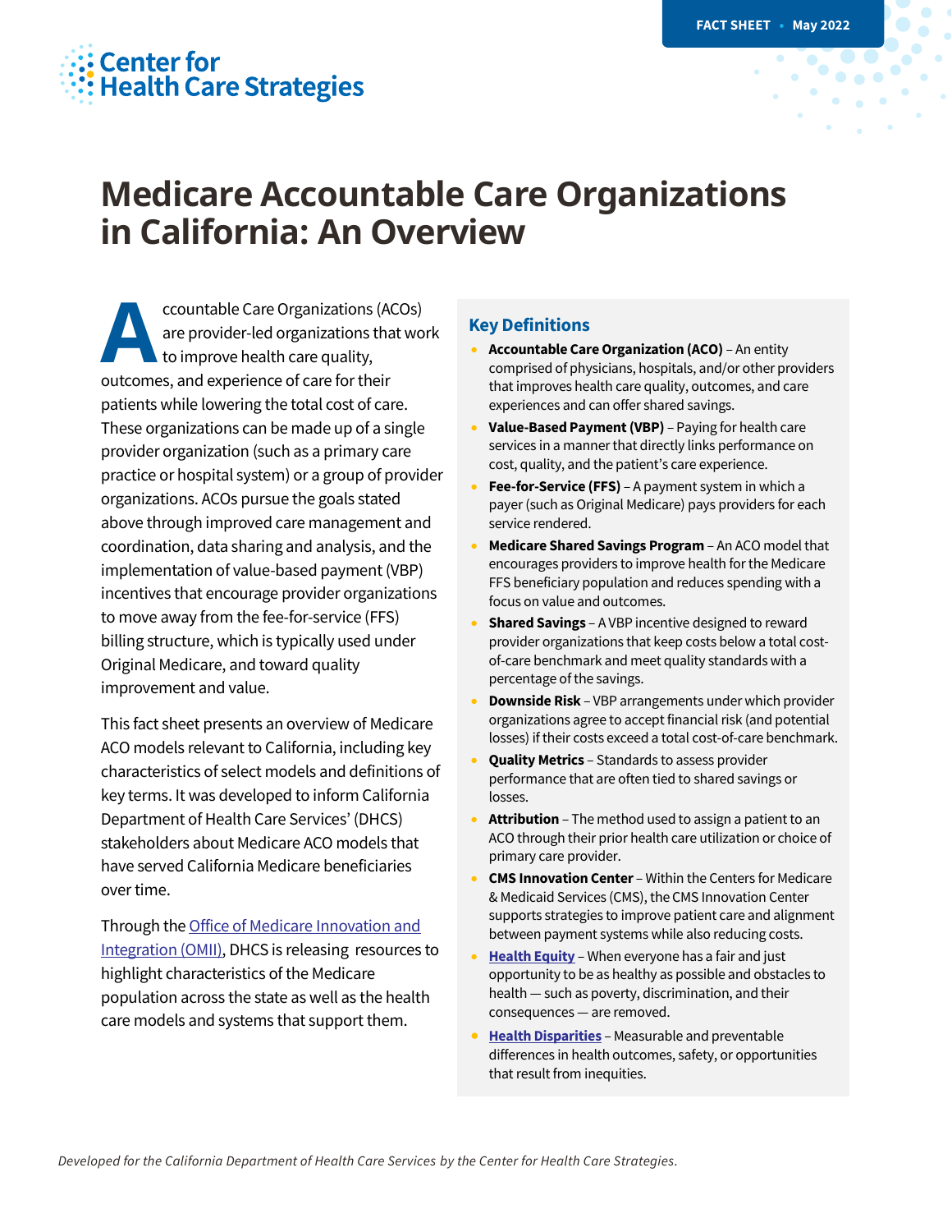FACT SHEET • May 2022

Center for Health Care Strategies

# Medicare Accountable Care Organizations in California: An Overview

Accountable Care Organizations (ACOs) are provider-led organizations that work to improve health care quality, outcomes, and experience of care for their patients while lowering the total cost of care. These organizations can be made up of a single provider organization (such as a primary care practice or hospital system) or a group of provider organizations. ACOs pursue the goals stated above through improved care management and coordination, data sharing and analysis, and the implementation of value-based payment (VBP) incentives that encourage provider organizations to move away from the fee-for-service (FFS) billing structure, which is typically used under Original Medicare, and toward quality improvement and value.

This fact sheet presents an overview of Medicare ACO models relevant to California, including key characteristics of select models and definitions of key terms. It was developed to inform California Department of Health Care Services' (DHCS) stakeholders about Medicare ACO models that have served California Medicare beneficiaries over time.

Through the [Office of Medicare Innovation and Integration (OMII)](), DHCS is releasing resources to highlight characteristics of the Medicare population across the state as well as the health care models and systems that support them.

## Key Definitions

- **Accountable Care Organization (ACO)** – An entity comprised of physicians, hospitals, and/or other providers that improves health care quality, outcomes, and care experiences and can offer shared savings.
- **Value-Based Payment (VBP)** – Paying for health care services in a manner that directly links performance on cost, quality, and the patient's care experience.
- **Fee-for-Service (FFS)** – A payment system in which a payer (such as Original Medicare) pays providers for each service rendered.
- **Medicare Shared Savings Program** – An ACO model that encourages providers to improve health for the Medicare FFS beneficiary population and reduces spending with a focus on value and outcomes.
- **Shared Savings** – A VBP incentive designed to reward provider organizations that keep costs below a total cost-of-care benchmark and meet quality standards with a percentage of the savings.
- **Downside Risk** – VBP arrangements under which provider organizations agree to accept financial risk (and potential losses) if their costs exceed a total cost-of-care benchmark.
- **Quality Metrics** – Standards to assess provider performance that are often tied to shared savings or losses.
- **Attribution** – The method used to assign a patient to an ACO through their prior health care utilization or choice of primary care provider.
- **CMS Innovation Center** – Within the Centers for Medicare & Medicaid Services (CMS), the CMS Innovation Center supports strategies to improve patient care and alignment between payment systems while also reducing costs.
- **[Health Equity]()** – When everyone has a fair and just opportunity to be as healthy as possible and obstacles to health — such as poverty, discrimination, and their consequences — are removed.
- **[Health Disparities]()** – Measurable and preventable differences in health outcomes, safety, or opportunities that result from inequities.

*Developed for the California Department of Health Care Services by the Center for Health Care Strategies.*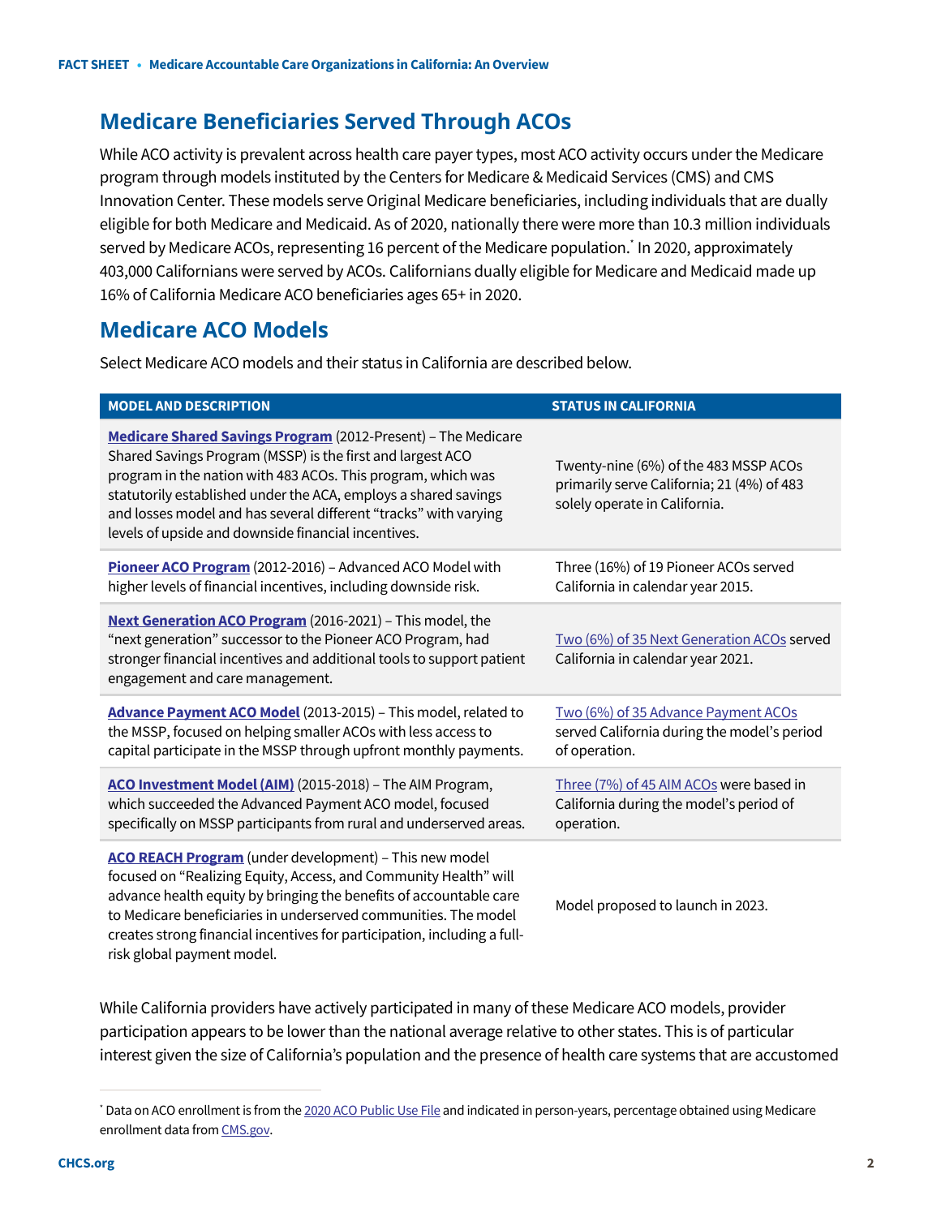## Medicare Beneficiaries Served Through ACOs

While ACO activity is prevalent across health care payer types, most ACO activity occurs under the Medicare program through models instituted by the Centers for Medicare & Medicaid Services (CMS) and CMS Innovation Center. These models serve Original Medicare beneficiaries, including individuals that are dually eligible for both Medicare and Medicaid. As of 2020, nationally there were more than 10.3 million individuals served by Medicare ACOs, representing 16 percent of the Medicare population.* In 2020, approximately 403,000 Californians were served by ACOs. Californians dually eligible for Medicare and Medicaid made up 16% of California Medicare ACO beneficiaries ages 65+ in 2020.

## Medicare ACO Models

Select Medicare ACO models and their status in California are described below.

| MODEL AND DESCRIPTION | STATUS IN CALIFORNIA |
|---|---|
| **Medicare Shared Savings Program** (2012-Present) – The Medicare Shared Savings Program (MSSP) is the first and largest ACO program in the nation with 483 ACOs. This program, which was statutorily established under the ACA, employs a shared savings and losses model and has several different "tracks" with varying levels of upside and downside financial incentives. | Twenty-nine (6%) of the 483 MSSP ACOs primarily serve California; 21 (4%) of 483 solely operate in California. |
| **Pioneer ACO Program** (2012-2016) – Advanced ACO Model with higher levels of financial incentives, including downside risk. | Three (16%) of 19 Pioneer ACOs served California in calendar year 2015. |
| **Next Generation ACO Program** (2016-2021) – This model, the "next generation" successor to the Pioneer ACO Program, had stronger financial incentives and additional tools to support patient engagement and care management. | Two (6%) of 35 Next Generation ACOs served California in calendar year 2021. |
| **Advance Payment ACO Model** (2013-2015) – This model, related to the MSSP, focused on helping smaller ACOs with less access to capital participate in the MSSP through upfront monthly payments. | Two (6%) of 35 Advance Payment ACOs served California during the model's period of operation. |
| **ACO Investment Model (AIM)** (2015-2018) – The AIM Program, which succeeded the Advanced Payment ACO model, focused specifically on MSSP participants from rural and underserved areas. | Three (7%) of 45 AIM ACOs were based in California during the model's period of operation. |
| **ACO REACH Program** (under development) – This new model focused on "Realizing Equity, Access, and Community Health" will advance health equity by bringing the benefits of accountable care to Medicare beneficiaries in underserved communities. The model creates strong financial incentives for participation, including a full-risk global payment model. | Model proposed to launch in 2023. |

While California providers have actively participated in many of these Medicare ACO models, provider participation appears to be lower than the national average relative to other states. This is of particular interest given the size of California's population and the presence of health care systems that are accustomed

* Data on ACO enrollment is from the 2020 ACO Public Use File and indicated in person-years, percentage obtained using Medicare enrollment data from CMS.gov.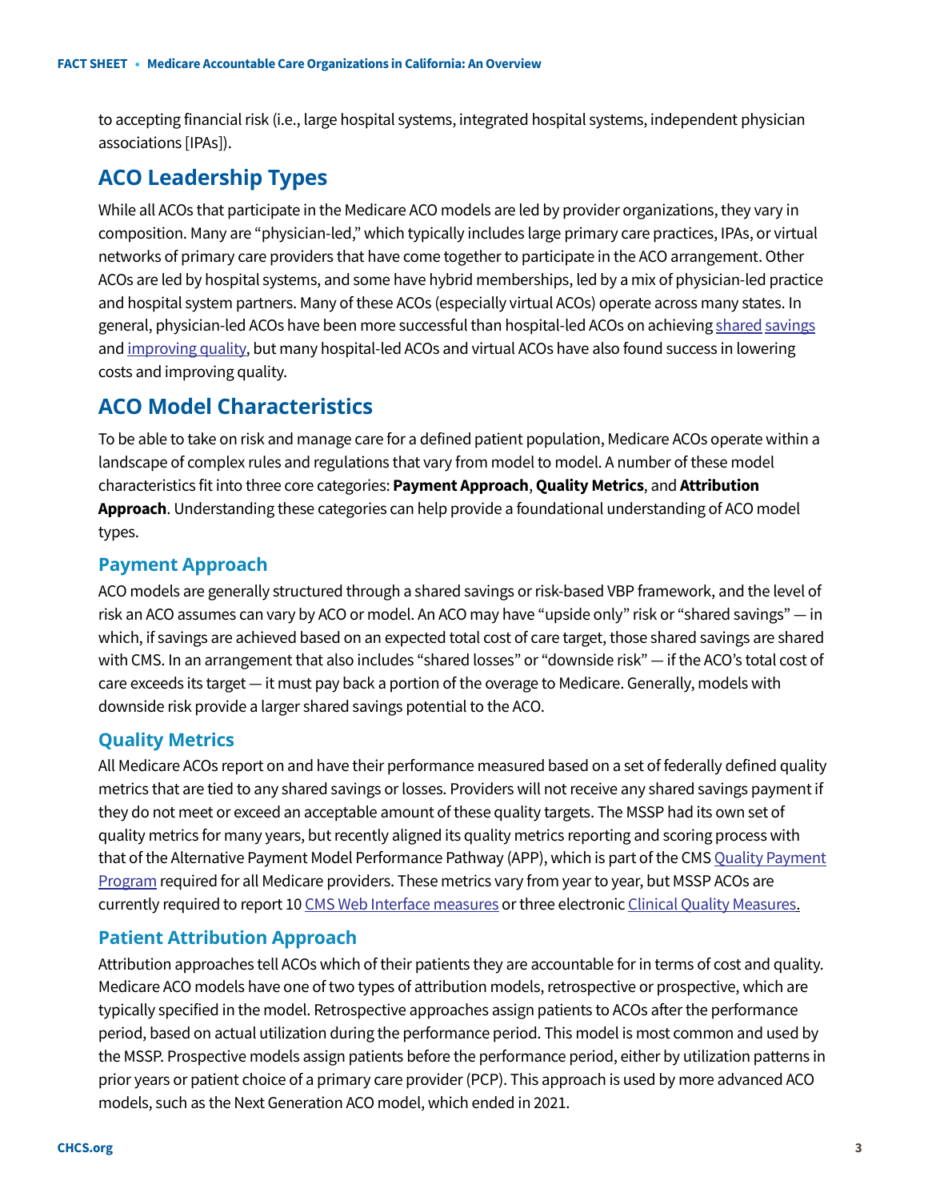to accepting financial risk (i.e., large hospital systems, integrated hospital systems, independent physician associations [IPAs]).

## ACO Leadership Types

While all ACOs that participate in the Medicare ACO models are led by provider organizations, they vary in composition. Many are "physician-led," which typically includes large primary care practices, IPAs, or virtual networks of primary care providers that have come together to participate in the ACO arrangement. Other ACOs are led by hospital systems, and some have hybrid memberships, led by a mix of physician-led practice and hospital system partners. Many of these ACOs (especially virtual ACOs) operate across many states. In general, physician-led ACOs have been more successful than hospital-led ACOs on achieving shared savings and improving quality, but many hospital-led ACOs and virtual ACOs have also found success in lowering costs and improving quality.

## ACO Model Characteristics

To be able to take on risk and manage care for a defined patient population, Medicare ACOs operate within a landscape of complex rules and regulations that vary from model to model. A number of these model characteristics fit into three core categories: **Payment Approach**, **Quality Metrics**, and **Attribution Approach**. Understanding these categories can help provide a foundational understanding of ACO model types.

### Payment Approach

ACO models are generally structured through a shared savings or risk-based VBP framework, and the level of risk an ACO assumes can vary by ACO or model. An ACO may have "upside only" risk or "shared savings" — in which, if savings are achieved based on an expected total cost of care target, those shared savings are shared with CMS. In an arrangement that also includes "shared losses" or "downside risk" — if the ACO's total cost of care exceeds its target — it must pay back a portion of the overage to Medicare. Generally, models with downside risk provide a larger shared savings potential to the ACO.

### Quality Metrics

All Medicare ACOs report on and have their performance measured based on a set of federally defined quality metrics that are tied to any shared savings or losses. Providers will not receive any shared savings payment if they do not meet or exceed an acceptable amount of these quality targets. The MSSP had its own set of quality metrics for many years, but recently aligned its quality metrics reporting and scoring process with that of the Alternative Payment Model Performance Pathway (APP), which is part of the CMS Quality Payment Program required for all Medicare providers. These metrics vary from year to year, but MSSP ACOs are currently required to report 10 CMS Web Interface measures or three electronic Clinical Quality Measures.

### Patient Attribution Approach

Attribution approaches tell ACOs which of their patients they are accountable for in terms of cost and quality. Medicare ACO models have one of two types of attribution models, retrospective or prospective, which are typically specified in the model. Retrospective approaches assign patients to ACOs after the performance period, based on actual utilization during the performance period. This model is most common and used by the MSSP. Prospective models assign patients before the performance period, either by utilization patterns in prior years or patient choice of a primary care provider (PCP). This approach is used by more advanced ACO models, such as the Next Generation ACO model, which ended in 2021.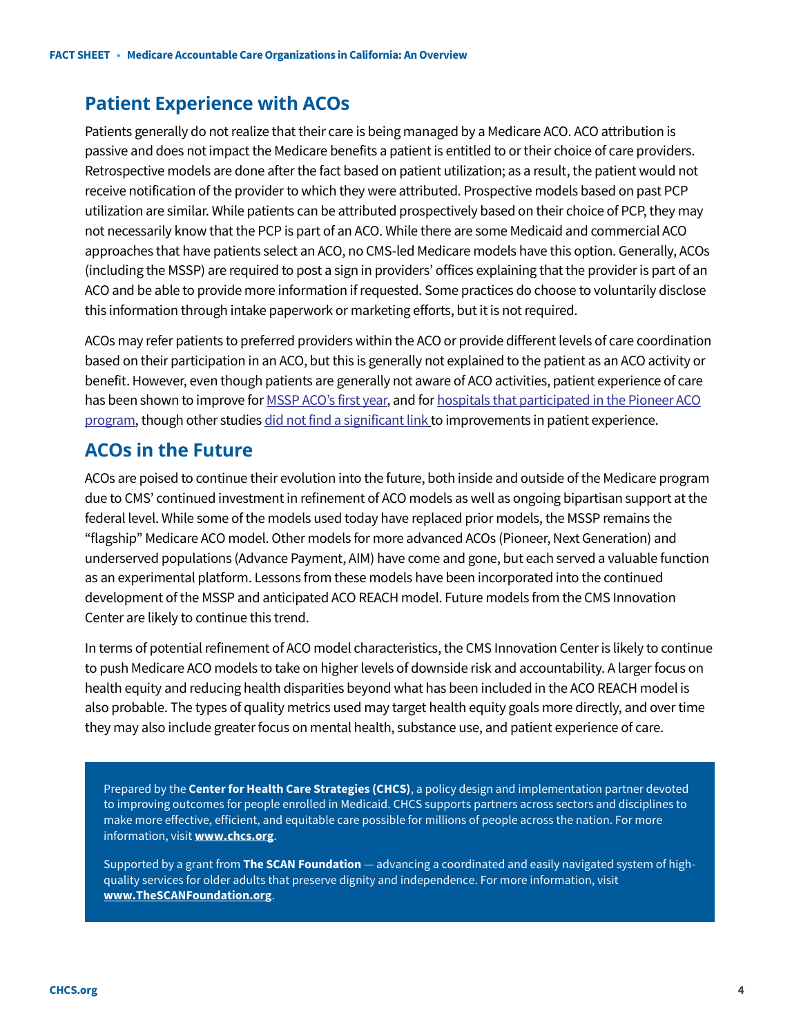## Patient Experience with ACOs

Patients generally do not realize that their care is being managed by a Medicare ACO. ACO attribution is passive and does not impact the Medicare benefits a patient is entitled to or their choice of care providers. Retrospective models are done after the fact based on patient utilization; as a result, the patient would not receive notification of the provider to which they were attributed. Prospective models based on past PCP utilization are similar. While patients can be attributed prospectively based on their choice of PCP, they may not necessarily know that the PCP is part of an ACO. While there are some Medicaid and commercial ACO approaches that have patients select an ACO, no CMS-led Medicare models have this option. Generally, ACOs (including the MSSP) are required to post a sign in providers' offices explaining that the provider is part of an ACO and be able to provide more information if requested. Some practices do choose to voluntarily disclose this information through intake paperwork or marketing efforts, but it is not required.

ACOs may refer patients to preferred providers within the ACO or provide different levels of care coordination based on their participation in an ACO, but this is generally not explained to the patient as an ACO activity or benefit. However, even though patients are generally not aware of ACO activities, patient experience of care has been shown to improve for MSSP ACO's first year, and for hospitals that participated in the Pioneer ACO program, though other studies did not find a significant link to improvements in patient experience.

## ACOs in the Future

ACOs are poised to continue their evolution into the future, both inside and outside of the Medicare program due to CMS' continued investment in refinement of ACO models as well as ongoing bipartisan support at the federal level. While some of the models used today have replaced prior models, the MSSP remains the "flagship" Medicare ACO model. Other models for more advanced ACOs (Pioneer, Next Generation) and underserved populations (Advance Payment, AIM) have come and gone, but each served a valuable function as an experimental platform. Lessons from these models have been incorporated into the continued development of the MSSP and anticipated ACO REACH model. Future models from the CMS Innovation Center are likely to continue this trend.

In terms of potential refinement of ACO model characteristics, the CMS Innovation Center is likely to continue to push Medicare ACO models to take on higher levels of downside risk and accountability. A larger focus on health equity and reducing health disparities beyond what has been included in the ACO REACH model is also probable. The types of quality metrics used may target health equity goals more directly, and over time they may also include greater focus on mental health, substance use, and patient experience of care.

Prepared by the **Center for Health Care Strategies (CHCS)**, a policy design and implementation partner devoted to improving outcomes for people enrolled in Medicaid. CHCS supports partners across sectors and disciplines to make more effective, efficient, and equitable care possible for millions of people across the nation. For more information, visit **www.chcs.org**.

Supported by a grant from **The SCAN Foundation** — advancing a coordinated and easily navigated system of high-quality services for older adults that preserve dignity and independence. For more information, visit **www.TheSCANFoundation.org**.